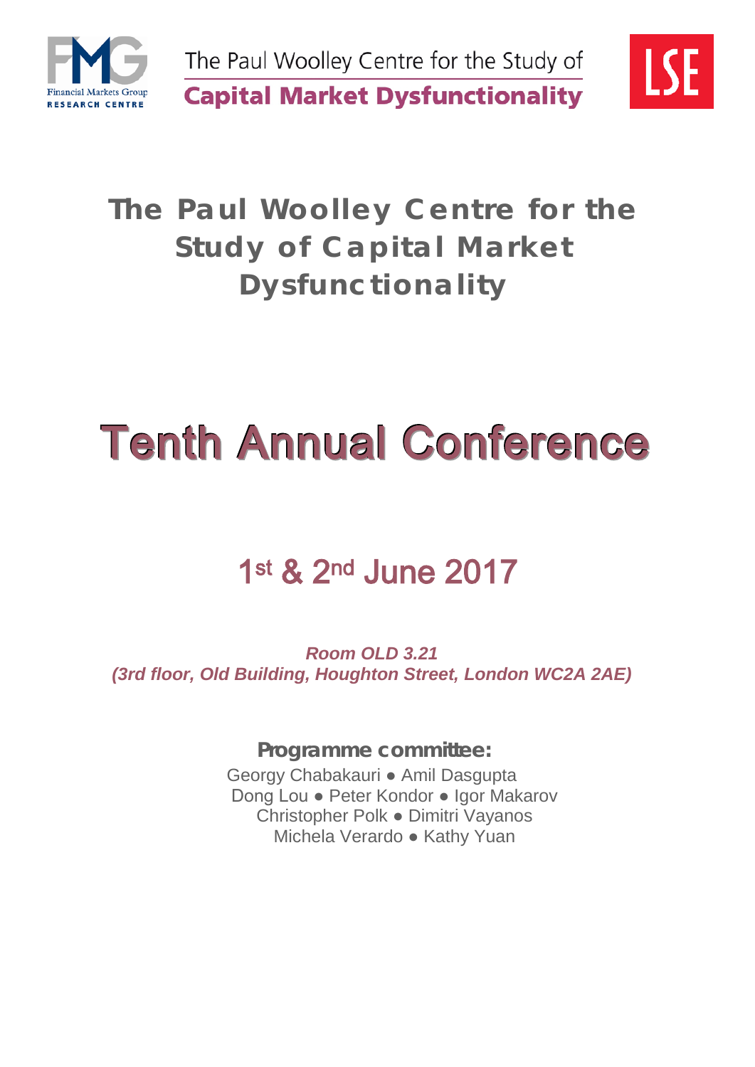The Paul Woolley Centre for the Study of
**Capital Market Dysfunctionality**

# The Paul Woolley Centre for the Study of Capital Market Dysfunctionality

# Tenth Annual Conference

## 1st & 2nd June 2017

***Room OLD 3.21***
***(3rd floor, Old Building, Houghton Street, London WC2A 2AE)***

**Programme committee:**

Georgy Chabakauri ● Amil Dasgupta
Dong Lou ● Peter Kondor ● Igor Makarov
Christopher Polk ● Dimitri Vayanos
Michela Verardo ● Kathy Yuan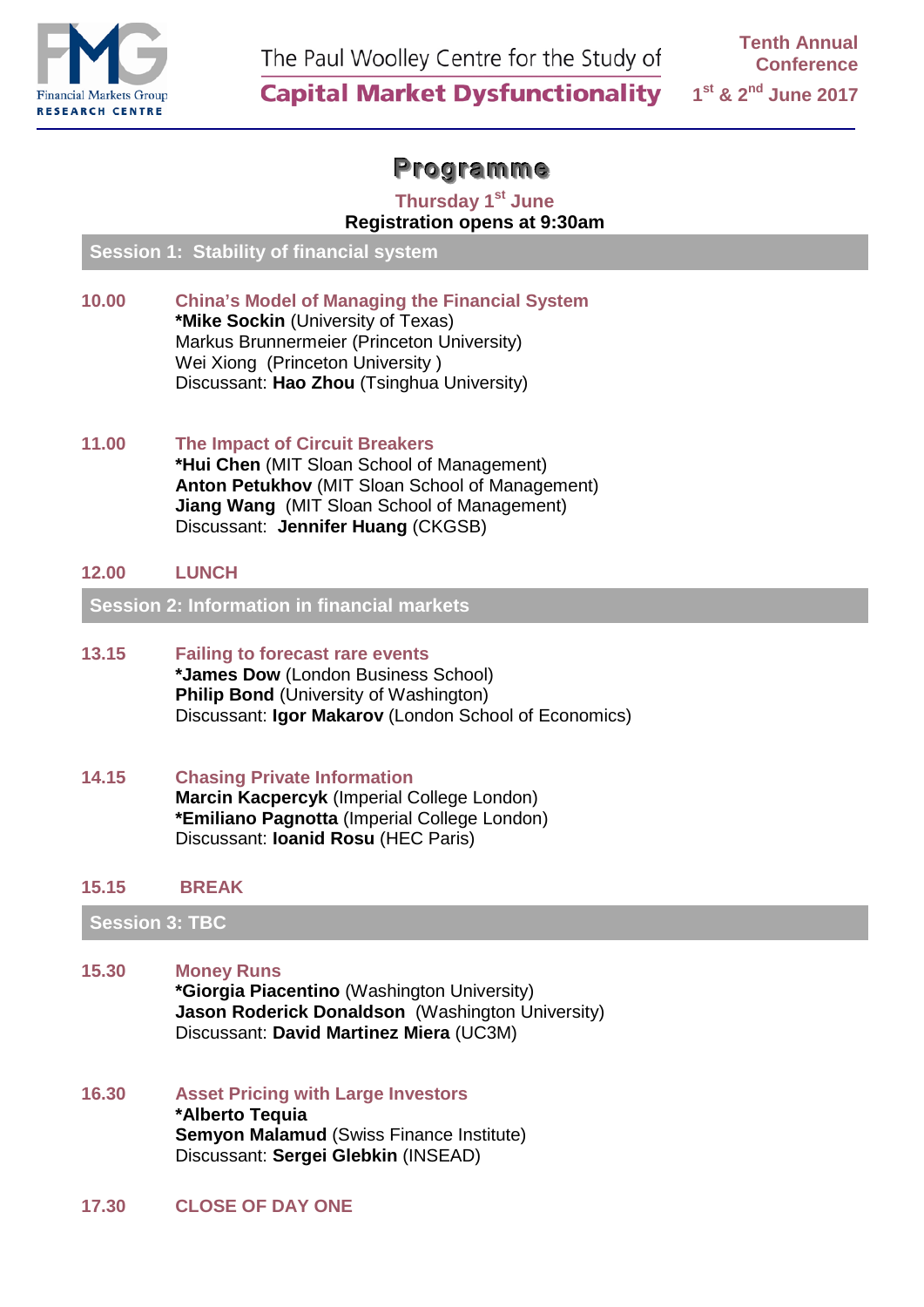The Paul Woolley Centre for the Study of
**Capital Market Dysfunctionality**

**Tenth Annual Conference**
**1st & 2nd June 2017**

# Programme

**Thursday 1st June**
**Registration opens at 9:30am**

## Session 1: Stability of financial system

**10.00** **China's Model of Managing the Financial System**
***Mike Sockin** (University of Texas)
Markus Brunnermeier (Princeton University)
Wei Xiong (Princeton University )
Discussant: **Hao Zhou** (Tsinghua University)

**11.00** **The Impact of Circuit Breakers**
***Hui Chen** (MIT Sloan School of Management)
**Anton Petukhov** (MIT Sloan School of Management)
**Jiang Wang** (MIT Sloan School of Management)
Discussant: **Jennifer Huang** (CKGSB)

**12.00** **LUNCH**

## Session 2: Information in financial markets

**13.15** **Failing to forecast rare events**
***James Dow** (London Business School)
**Philip Bond** (University of Washington)
Discussant: **Igor Makarov** (London School of Economics)

**14.15** **Chasing Private Information**
**Marcin Kacpercyk** (Imperial College London)
***Emiliano Pagnotta** (Imperial College London)
Discussant: **Ioanid Rosu** (HEC Paris)

**15.15** **BREAK**

## Session 3: TBC

**15.30** **Money Runs**
***Giorgia Piacentino** (Washington University)
**Jason Roderick Donaldson** (Washington University)
Discussant: **David Martinez Miera** (UC3M)

**16.30** **Asset Pricing with Large Investors**
***Alberto Tequia**
**Semyon Malamud** (Swiss Finance Institute)
Discussant: **Sergei Glebkin** (INSEAD)

**17.30** **CLOSE OF DAY ONE**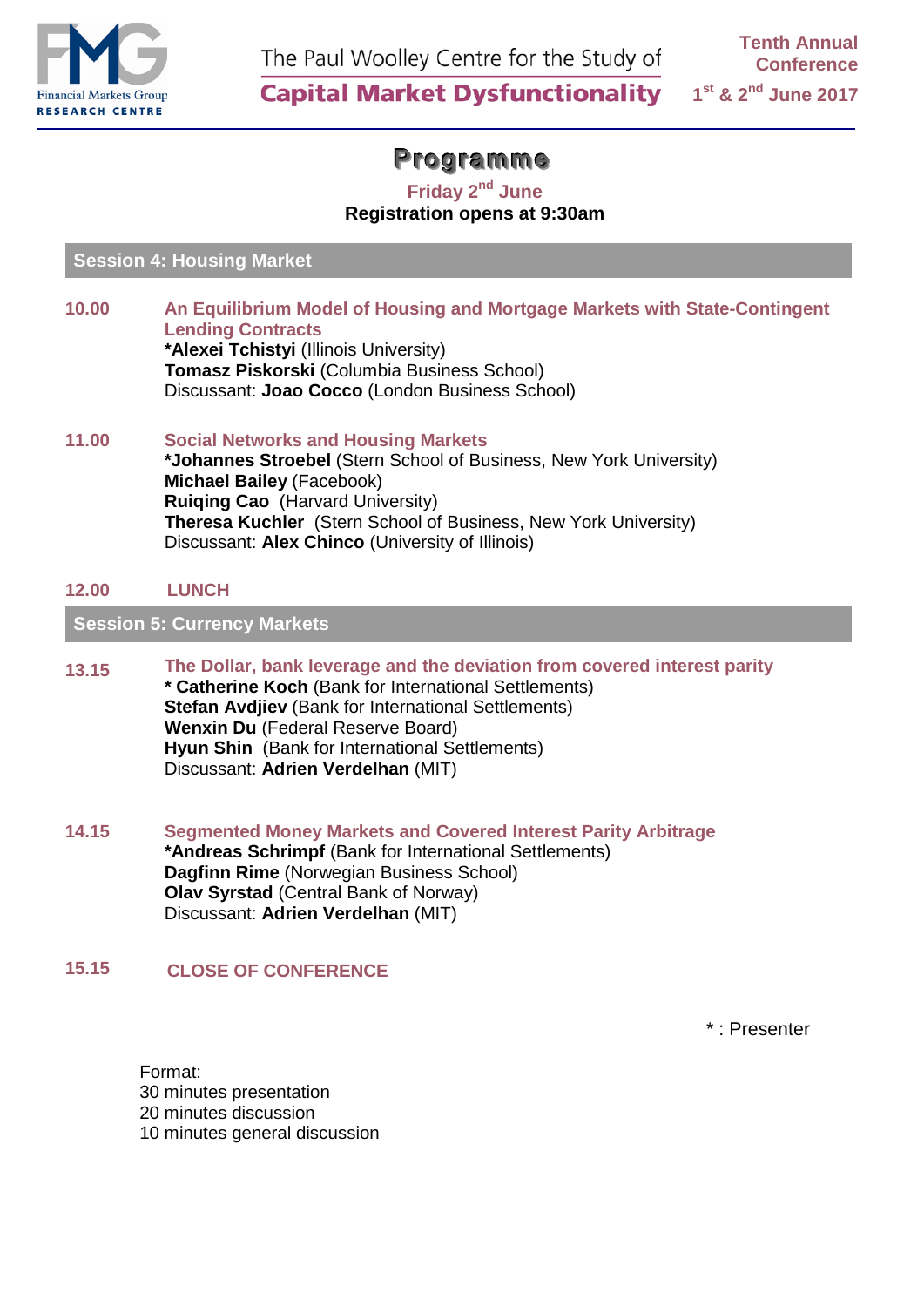# Programme

**Friday 2nd June**

**Registration opens at 9:30am**

## Session 4: Housing Market

**10.00** **An Equilibrium Model of Housing and Mortgage Markets with State-Contingent Lending Contracts**
***Alexei Tchistyi** (Illinois University)
**Tomasz Piskorski** (Columbia Business School)
Discussant: **Joao Cocco** (London Business School)

**11.00** **Social Networks and Housing Markets**
***Johannes Stroebel** (Stern School of Business, New York University)
**Michael Bailey** (Facebook)
**Ruiqing Cao** (Harvard University)
**Theresa Kuchler** (Stern School of Business, New York University)
Discussant: **Alex Chinco** (University of Illinois)

**12.00** **LUNCH**

## Session 5: Currency Markets

**13.15** **The Dollar, bank leverage and the deviation from covered interest parity**
**\* Catherine Koch** (Bank for International Settlements)
**Stefan Avdjiev** (Bank for International Settlements)
**Wenxin Du** (Federal Reserve Board)
**Hyun Shin** (Bank for International Settlements)
Discussant: **Adrien Verdelhan** (MIT)

**14.15** **Segmented Money Markets and Covered Interest Parity Arbitrage**
***Andreas Schrimpf** (Bank for International Settlements)
**Dagfinn Rime** (Norwegian Business School)
**Olav Syrstad** (Central Bank of Norway)
Discussant: **Adrien Verdelhan** (MIT)

**15.15** **CLOSE OF CONFERENCE**

\* : Presenter

Format:
30 minutes presentation
20 minutes discussion
10 minutes general discussion